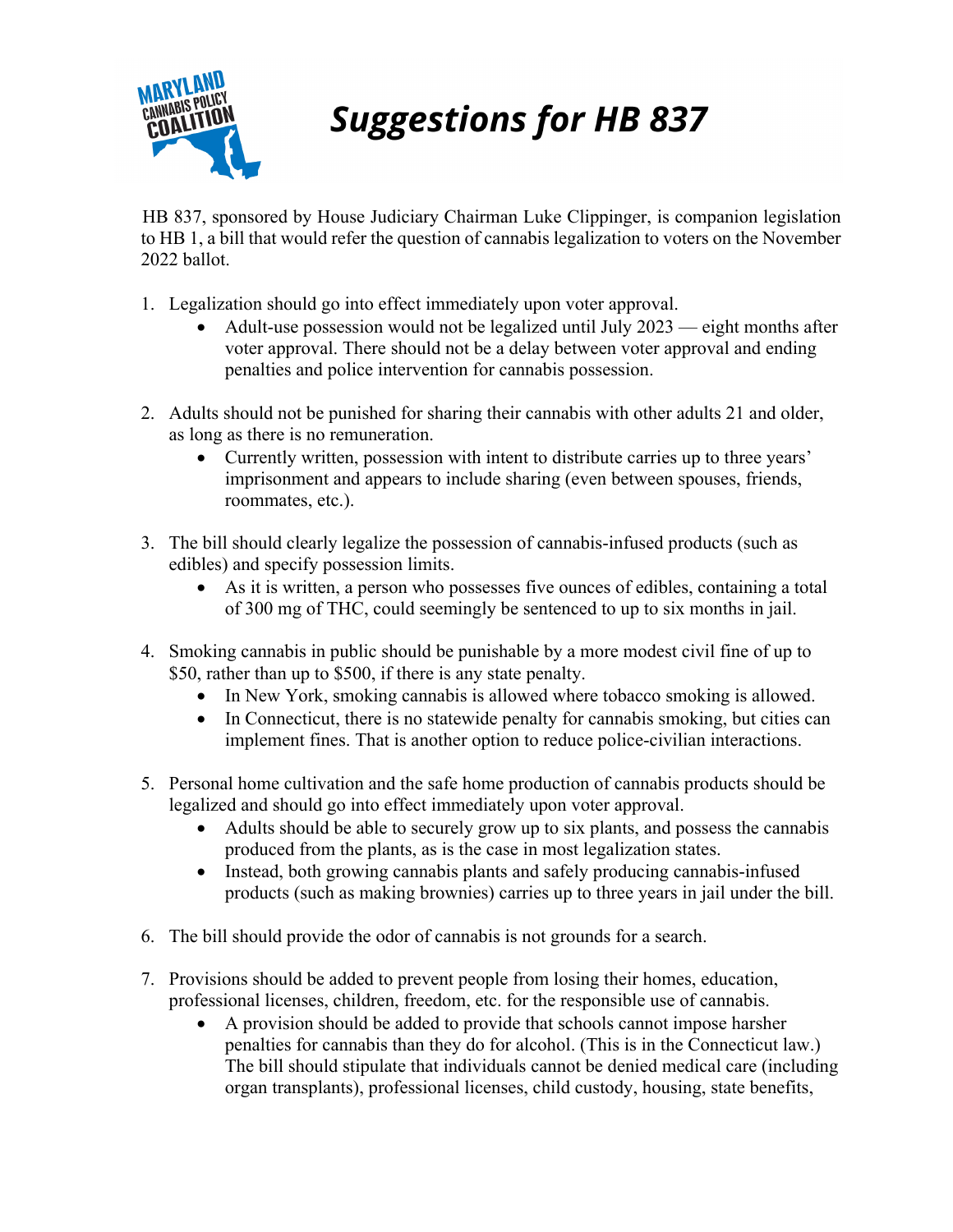# *Suggestions for HB 837*

HB 837, sponsored by House Judiciary Chairman Luke Clippinger, is companion legislation to HB 1, a bill that would refer the question of cannabis legalization to voters on the November 2022 ballot.

1. Legalization should go into effect immediately upon voter approval.
   - Adult-use possession would not be legalized until July 2023 — eight months after voter approval. There should not be a delay between voter approval and ending penalties and police intervention for cannabis possession.

2. Adults should not be punished for sharing their cannabis with other adults 21 and older, as long as there is no remuneration.
   - Currently written, possession with intent to distribute carries up to three years' imprisonment and appears to include sharing (even between spouses, friends, roommates, etc.).

3. The bill should clearly legalize the possession of cannabis-infused products (such as edibles) and specify possession limits.
   - As it is written, a person who possesses five ounces of edibles, containing a total of 300 mg of THC, could seemingly be sentenced to up to six months in jail.

4. Smoking cannabis in public should be punishable by a more modest civil fine of up to $50, rather than up to $500, if there is any state penalty.
   - In New York, smoking cannabis is allowed where tobacco smoking is allowed.
   - In Connecticut, there is no statewide penalty for cannabis smoking, but cities can implement fines. That is another option to reduce police-civilian interactions.

5. Personal home cultivation and the safe home production of cannabis products should be legalized and should go into effect immediately upon voter approval.
   - Adults should be able to securely grow up to six plants, and possess the cannabis produced from the plants, as is the case in most legalization states.
   - Instead, both growing cannabis plants and safely producing cannabis-infused products (such as making brownies) carries up to three years in jail under the bill.

6. The bill should provide the odor of cannabis is not grounds for a search.

7. Provisions should be added to prevent people from losing their homes, education, professional licenses, children, freedom, etc. for the responsible use of cannabis.
   - A provision should be added to provide that schools cannot impose harsher penalties for cannabis than they do for alcohol. (This is in the Connecticut law.) The bill should stipulate that individuals cannot be denied medical care (including organ transplants), professional licenses, child custody, housing, state benefits,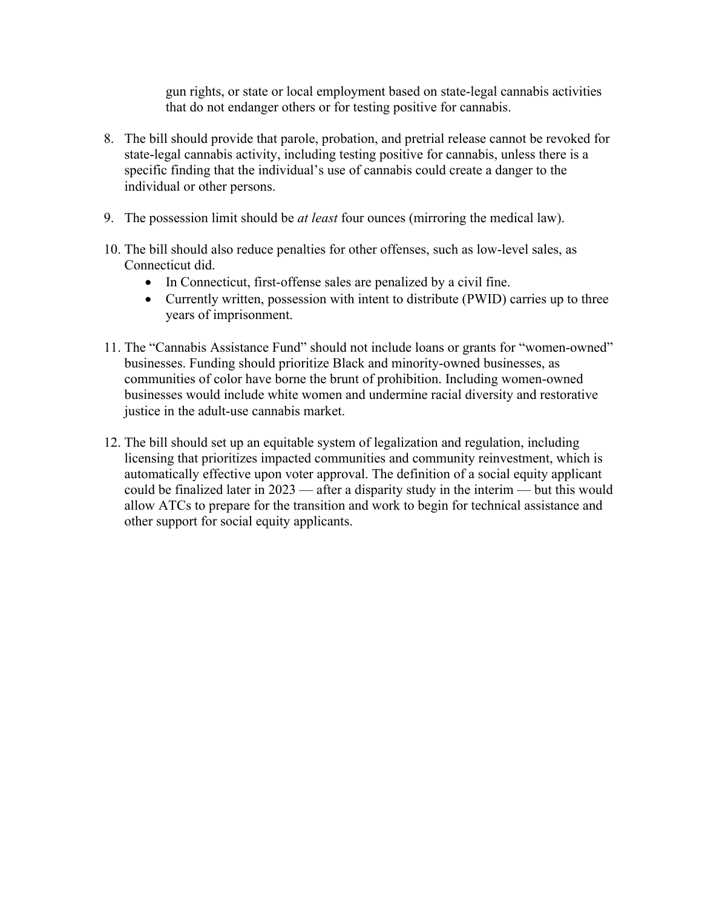gun rights, or state or local employment based on state-legal cannabis activities that do not endanger others or for testing positive for cannabis.

8. The bill should provide that parole, probation, and pretrial release cannot be revoked for state-legal cannabis activity, including testing positive for cannabis, unless there is a specific finding that the individual's use of cannabis could create a danger to the individual or other persons.

9. The possession limit should be *at least* four ounces (mirroring the medical law).

10. The bill should also reduce penalties for other offenses, such as low-level sales, as Connecticut did.
    - In Connecticut, first-offense sales are penalized by a civil fine.
    - Currently written, possession with intent to distribute (PWID) carries up to three years of imprisonment.

11. The "Cannabis Assistance Fund" should not include loans or grants for "women-owned" businesses. Funding should prioritize Black and minority-owned businesses, as communities of color have borne the brunt of prohibition. Including women-owned businesses would include white women and undermine racial diversity and restorative justice in the adult-use cannabis market.

12. The bill should set up an equitable system of legalization and regulation, including licensing that prioritizes impacted communities and community reinvestment, which is automatically effective upon voter approval. The definition of a social equity applicant could be finalized later in 2023 — after a disparity study in the interim — but this would allow ATCs to prepare for the transition and work to begin for technical assistance and other support for social equity applicants.